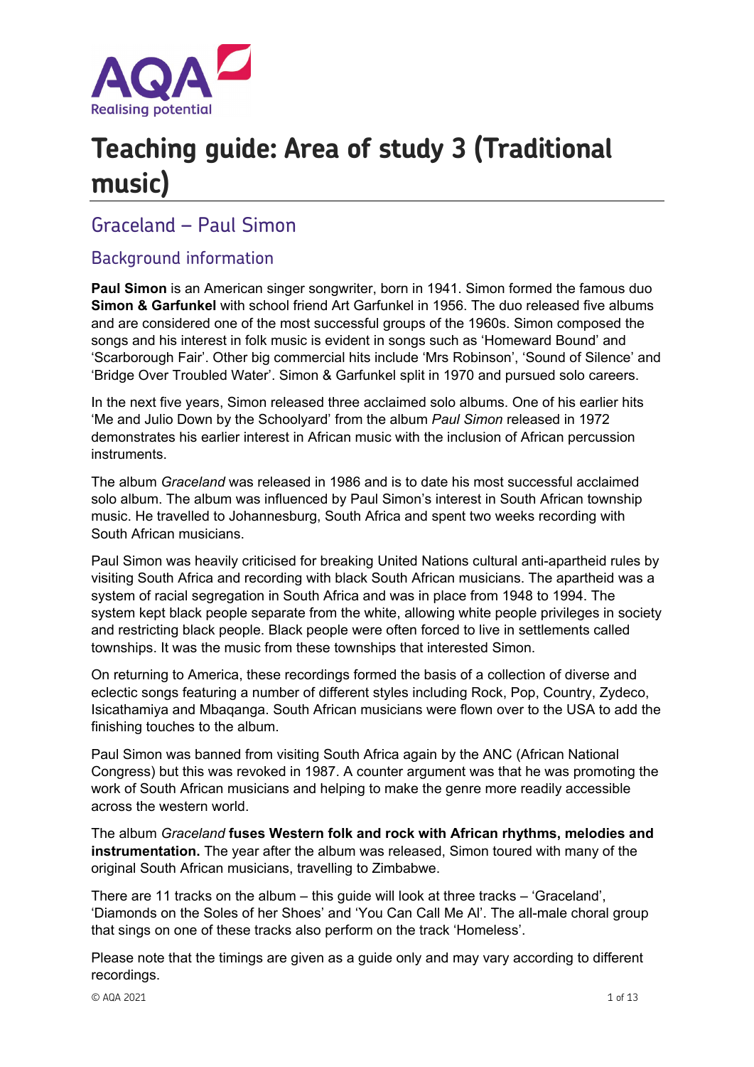# Teaching guide: Area of study 3 (Traditional music)

## Graceland – Paul Simon

### Background information

**Paul Simon** is an American singer songwriter, born in 1941. Simon formed the famous duo **Simon & Garfunkel** with school friend Art Garfunkel in 1956. The duo released five albums and are considered one of the most successful groups of the 1960s. Simon composed the songs and his interest in folk music is evident in songs such as 'Homeward Bound' and 'Scarborough Fair'. Other big commercial hits include 'Mrs Robinson', 'Sound of Silence' and 'Bridge Over Troubled Water'. Simon & Garfunkel split in 1970 and pursued solo careers.

In the next five years, Simon released three acclaimed solo albums. One of his earlier hits 'Me and Julio Down by the Schoolyard' from the album *Paul Simon* released in 1972 demonstrates his earlier interest in African music with the inclusion of African percussion instruments.

The album *Graceland* was released in 1986 and is to date his most successful acclaimed solo album. The album was influenced by Paul Simon's interest in South African township music. He travelled to Johannesburg, South Africa and spent two weeks recording with South African musicians.

Paul Simon was heavily criticised for breaking United Nations cultural anti-apartheid rules by visiting South Africa and recording with black South African musicians. The apartheid was a system of racial segregation in South Africa and was in place from 1948 to 1994. The system kept black people separate from the white, allowing white people privileges in society and restricting black people. Black people were often forced to live in settlements called townships. It was the music from these townships that interested Simon.

On returning to America, these recordings formed the basis of a collection of diverse and eclectic songs featuring a number of different styles including Rock, Pop, Country, Zydeco, Isicathamiya and Mbaqanga. South African musicians were flown over to the USA to add the finishing touches to the album.

Paul Simon was banned from visiting South Africa again by the ANC (African National Congress) but this was revoked in 1987. A counter argument was that he was promoting the work of South African musicians and helping to make the genre more readily accessible across the western world.

The album *Graceland* **fuses Western folk and rock with African rhythms, melodies and instrumentation.** The year after the album was released, Simon toured with many of the original South African musicians, travelling to Zimbabwe.

There are 11 tracks on the album – this guide will look at three tracks – 'Graceland', 'Diamonds on the Soles of her Shoes' and 'You Can Call Me Al'. The all-male choral group that sings on one of these tracks also perform on the track 'Homeless'.

Please note that the timings are given as a guide only and may vary according to different recordings.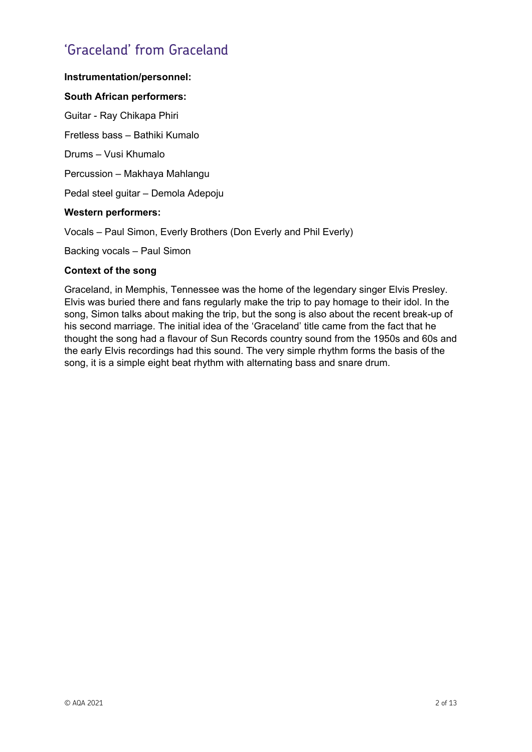## 'Graceland' from Graceland

**Instrumentation/personnel:**

**South African performers:**

Guitar - Ray Chikapa Phiri

Fretless bass – Bathiki Kumalo

Drums – Vusi Khumalo

Percussion – Makhaya Mahlangu

Pedal steel guitar – Demola Adepoju

**Western performers:**

Vocals – Paul Simon, Everly Brothers (Don Everly and Phil Everly)

Backing vocals – Paul Simon

**Context of the song**

Graceland, in Memphis, Tennessee was the home of the legendary singer Elvis Presley. Elvis was buried there and fans regularly make the trip to pay homage to their idol. In the song, Simon talks about making the trip, but the song is also about the recent break-up of his second marriage. The initial idea of the 'Graceland' title came from the fact that he thought the song had a flavour of Sun Records country sound from the 1950s and 60s and the early Elvis recordings had this sound. The very simple rhythm forms the basis of the song, it is a simple eight beat rhythm with alternating bass and snare drum.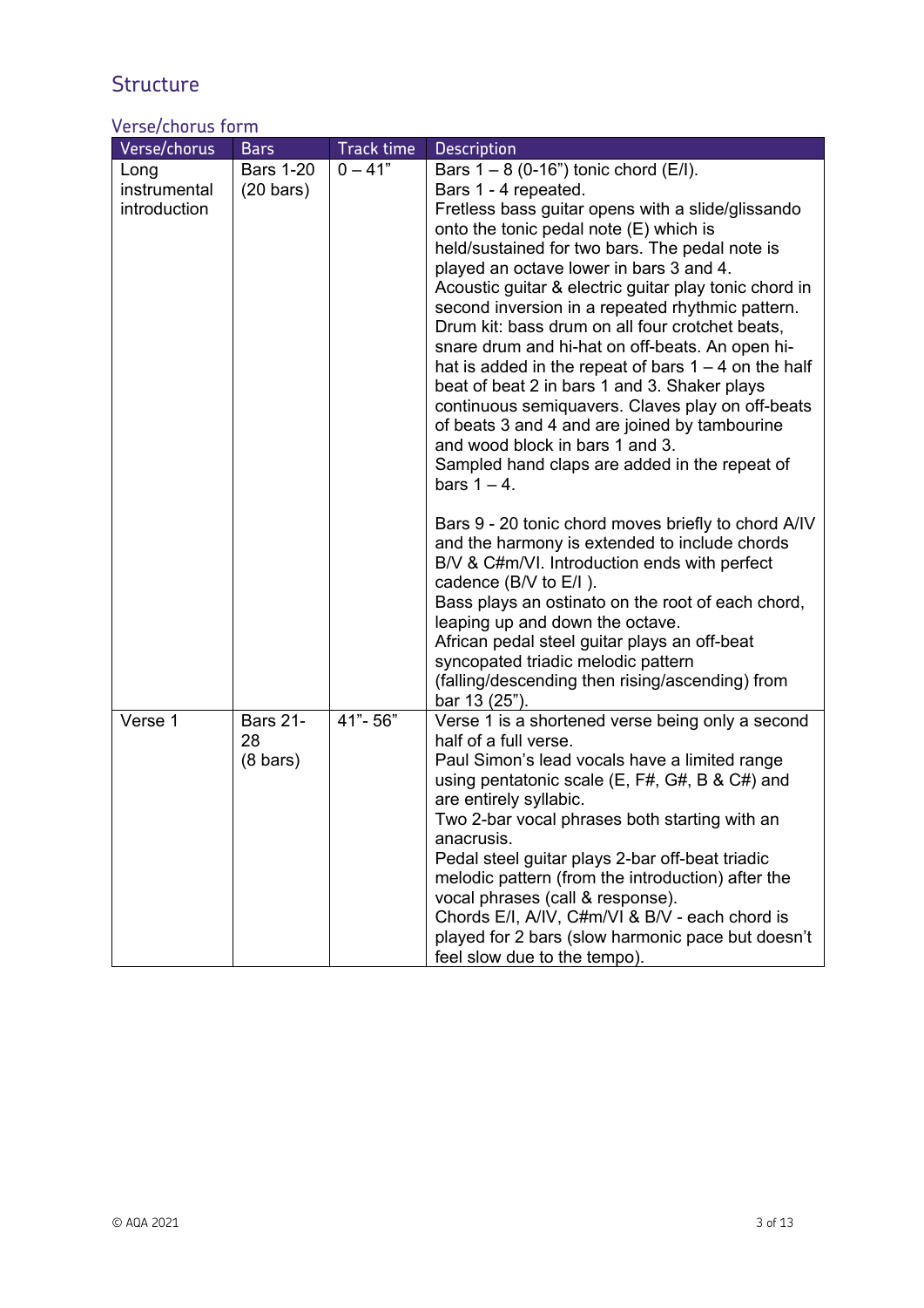## Structure

### Verse/chorus form

| Verse/chorus | Bars | Track time | Description |
|---|---|---|---|
| Long instrumental introduction | Bars 1-20 (20 bars) | 0 – 41" | Bars 1 – 8 (0-16") tonic chord (E/I).<br>Bars 1 - 4 repeated.<br>Fretless bass guitar opens with a slide/glissando onto the tonic pedal note (E) which is held/sustained for two bars. The pedal note is played an octave lower in bars 3 and 4.<br>Acoustic guitar & electric guitar play tonic chord in second inversion in a repeated rhythmic pattern.<br>Drum kit: bass drum on all four crotchet beats, snare drum and hi-hat on off-beats. An open hi-hat is added in the repeat of bars 1 – 4 on the half beat of beat 2 in bars 1 and 3. Shaker plays continuous semiquavers. Claves play on off-beats of beats 3 and 4 and are joined by tambourine and wood block in bars 1 and 3.<br>Sampled hand claps are added in the repeat of bars 1 – 4.<br><br>Bars 9 - 20 tonic chord moves briefly to chord A/IV and the harmony is extended to include chords B/V & C#m/VI. Introduction ends with perfect cadence (B/V to E/I ).<br>Bass plays an ostinato on the root of each chord, leaping up and down the octave.<br>African pedal steel guitar plays an off-beat syncopated triadic melodic pattern (falling/descending then rising/ascending) from bar 13 (25"). |
| Verse 1 | Bars 21-28 (8 bars) | 41"- 56" | Verse 1 is a shortened verse being only a second half of a full verse.<br>Paul Simon's lead vocals have a limited range using pentatonic scale (E, F#, G#, B & C#) and are entirely syllabic.<br>Two 2-bar vocal phrases both starting with an anacrusis.<br>Pedal steel guitar plays 2-bar off-beat triadic melodic pattern (from the introduction) after the vocal phrases (call & response).<br>Chords E/I, A/IV, C#m/VI & B/V - each chord is played for 2 bars (slow harmonic pace but doesn't feel slow due to the tempo). |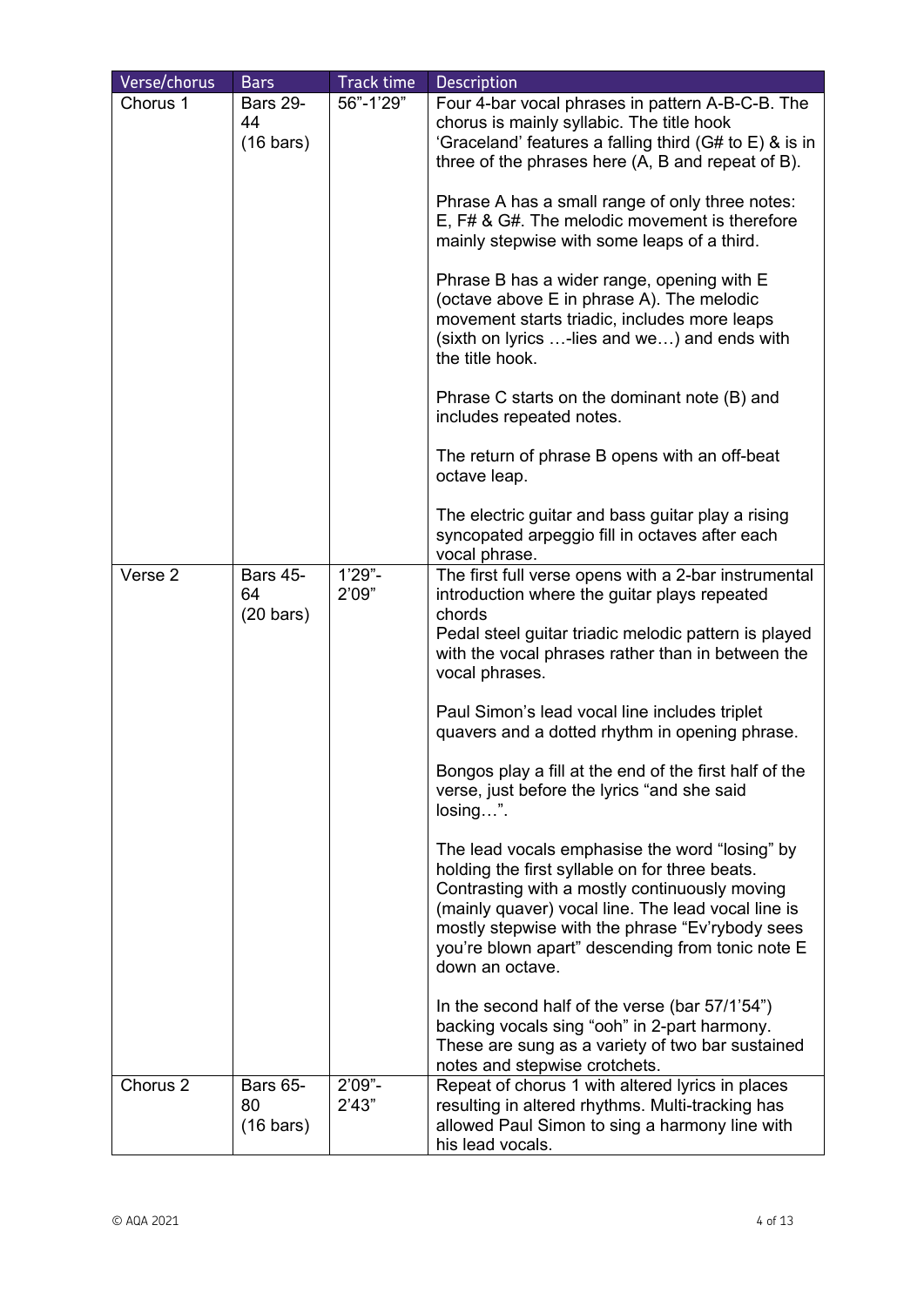| Verse/chorus | Bars | Track time | Description |
|---|---|---|---|
| Chorus 1 | Bars 29-44 (16 bars) | 56"-1'29" | Four 4-bar vocal phrases in pattern A-B-C-B. The chorus is mainly syllabic. The title hook 'Graceland' features a falling third (G# to E) & is in three of the phrases here (A, B and repeat of B).<br><br>Phrase A has a small range of only three notes: E, F# & G#. The melodic movement is therefore mainly stepwise with some leaps of a third.<br><br>Phrase B has a wider range, opening with E (octave above E in phrase A). The melodic movement starts triadic, includes more leaps (sixth on lyrics …-lies and we…) and ends with the title hook.<br><br>Phrase C starts on the dominant note (B) and includes repeated notes.<br><br>The return of phrase B opens with an off-beat octave leap.<br><br>The electric guitar and bass guitar play a rising syncopated arpeggio fill in octaves after each vocal phrase. |
| Verse 2 | Bars 45-64 (20 bars) | 1'29"-2'09" | The first full verse opens with a 2-bar instrumental introduction where the guitar plays repeated chords<br>Pedal steel guitar triadic melodic pattern is played with the vocal phrases rather than in between the vocal phrases.<br><br>Paul Simon's lead vocal line includes triplet quavers and a dotted rhythm in opening phrase.<br><br>Bongos play a fill at the end of the first half of the verse, just before the lyrics "and she said losing…".<br><br>The lead vocals emphasise the word "losing" by holding the first syllable on for three beats. Contrasting with a mostly continuously moving (mainly quaver) vocal line. The lead vocal line is mostly stepwise with the phrase "Ev'rybody sees you're blown apart" descending from tonic note E down an octave.<br><br>In the second half of the verse (bar 57/1'54") backing vocals sing "ooh" in 2-part harmony. These are sung as a variety of two bar sustained notes and stepwise crotchets. |
| Chorus 2 | Bars 65-80 (16 bars) | 2'09"-2'43" | Repeat of chorus 1 with altered lyrics in places resulting in altered rhythms. Multi-tracking has allowed Paul Simon to sing a harmony line with his lead vocals. |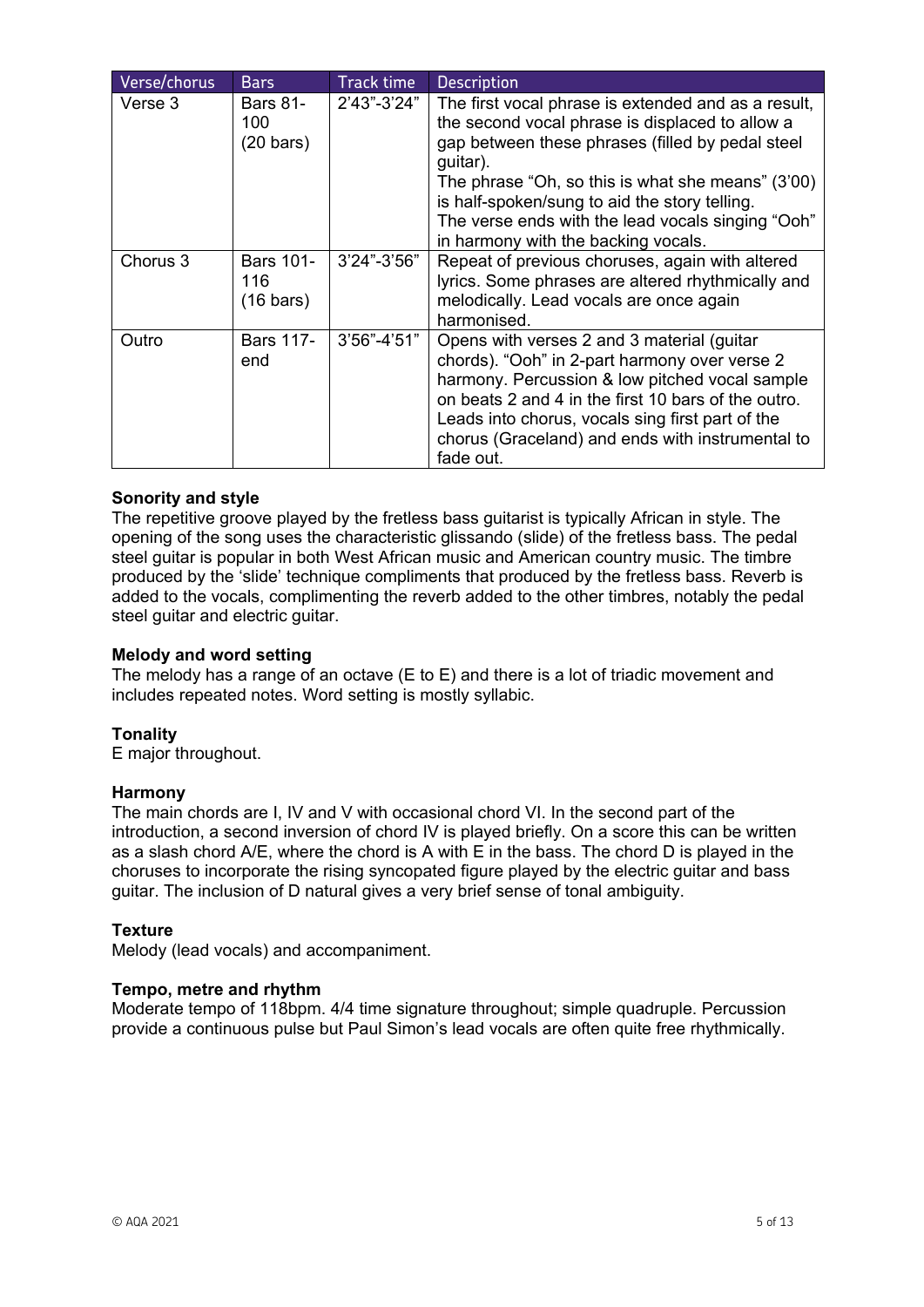| Verse/chorus | Bars | Track time | Description |
| --- | --- | --- | --- |
| Verse 3 | Bars 81-100 (20 bars) | 2'43"-3'24" | The first vocal phrase is extended and as a result, the second vocal phrase is displaced to allow a gap between these phrases (filled by pedal steel guitar). The phrase "Oh, so this is what she means" (3'00) is half-spoken/sung to aid the story telling. The verse ends with the lead vocals singing "Ooh" in harmony with the backing vocals. |
| Chorus 3 | Bars 101-116 (16 bars) | 3'24"-3'56" | Repeat of previous choruses, again with altered lyrics. Some phrases are altered rhythmically and melodically. Lead vocals are once again harmonised. |
| Outro | Bars 117-end | 3'56"-4'51" | Opens with verses 2 and 3 material (guitar chords). "Ooh" in 2-part harmony over verse 2 harmony. Percussion & low pitched vocal sample on beats 2 and 4 in the first 10 bars of the outro. Leads into chorus, vocals sing first part of the chorus (Graceland) and ends with instrumental to fade out. |

**Sonority and style**

The repetitive groove played by the fretless bass guitarist is typically African in style. The opening of the song uses the characteristic glissando (slide) of the fretless bass. The pedal steel guitar is popular in both West African music and American country music. The timbre produced by the 'slide' technique compliments that produced by the fretless bass. Reverb is added to the vocals, complimenting the reverb added to the other timbres, notably the pedal steel guitar and electric guitar.

**Melody and word setting**

The melody has a range of an octave (E to E) and there is a lot of triadic movement and includes repeated notes. Word setting is mostly syllabic.

**Tonality**

E major throughout.

**Harmony**

The main chords are I, IV and V with occasional chord VI. In the second part of the introduction, a second inversion of chord IV is played briefly. On a score this can be written as a slash chord A/E, where the chord is A with E in the bass. The chord D is played in the choruses to incorporate the rising syncopated figure played by the electric guitar and bass guitar. The inclusion of D natural gives a very brief sense of tonal ambiguity.

**Texture**

Melody (lead vocals) and accompaniment.

**Tempo, metre and rhythm**

Moderate tempo of 118bpm. 4/4 time signature throughout; simple quadruple. Percussion provide a continuous pulse but Paul Simon's lead vocals are often quite free rhythmically.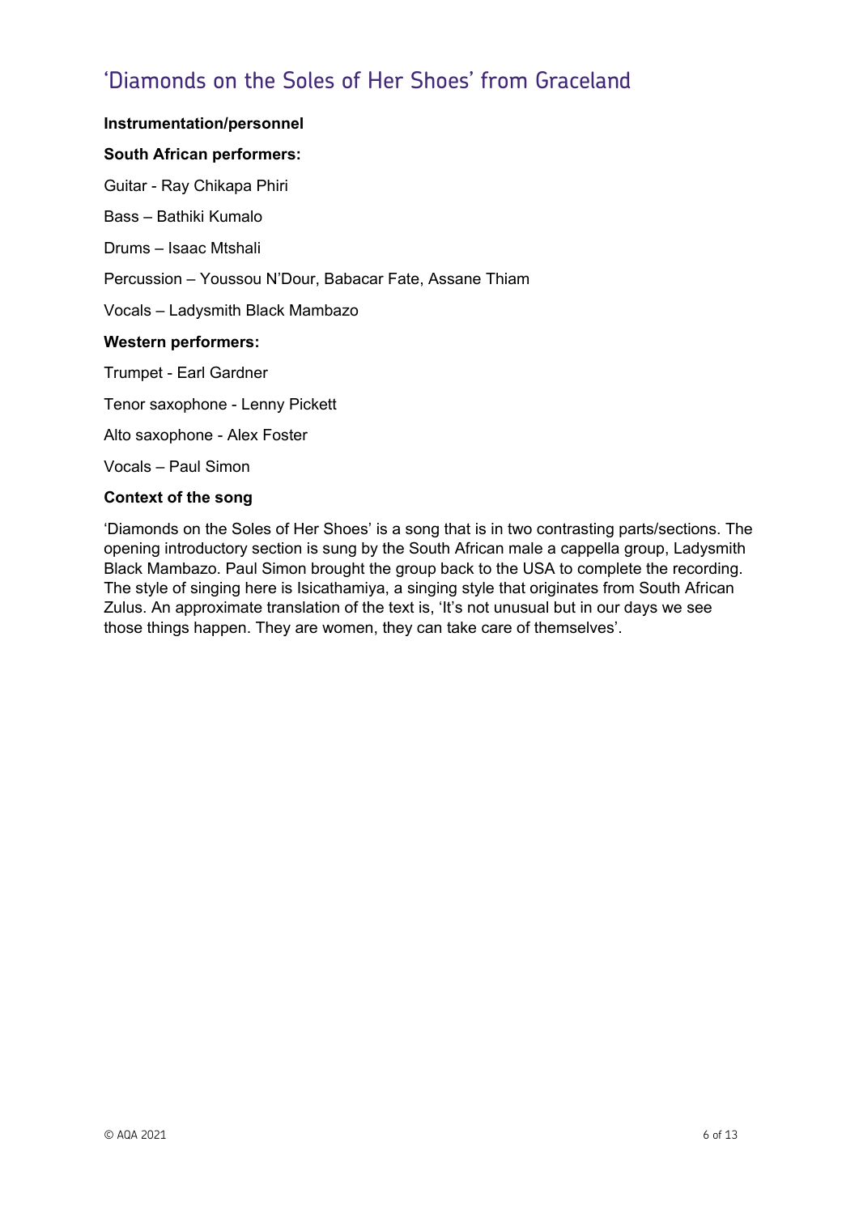# 'Diamonds on the Soles of Her Shoes' from Graceland

**Instrumentation/personnel**

**South African performers:**

Guitar - Ray Chikapa Phiri

Bass – Bathiki Kumalo

Drums – Isaac Mtshali

Percussion – Youssou N'Dour, Babacar Fate, Assane Thiam

Vocals – Ladysmith Black Mambazo

**Western performers:**

Trumpet - Earl Gardner

Tenor saxophone - Lenny Pickett

Alto saxophone - Alex Foster

Vocals – Paul Simon

**Context of the song**

'Diamonds on the Soles of Her Shoes' is a song that is in two contrasting parts/sections. The opening introductory section is sung by the South African male a cappella group, Ladysmith Black Mambazo. Paul Simon brought the group back to the USA to complete the recording. The style of singing here is Isicathamiya, a singing style that originates from South African Zulus. An approximate translation of the text is, 'It's not unusual but in our days we see those things happen. They are women, they can take care of themselves'.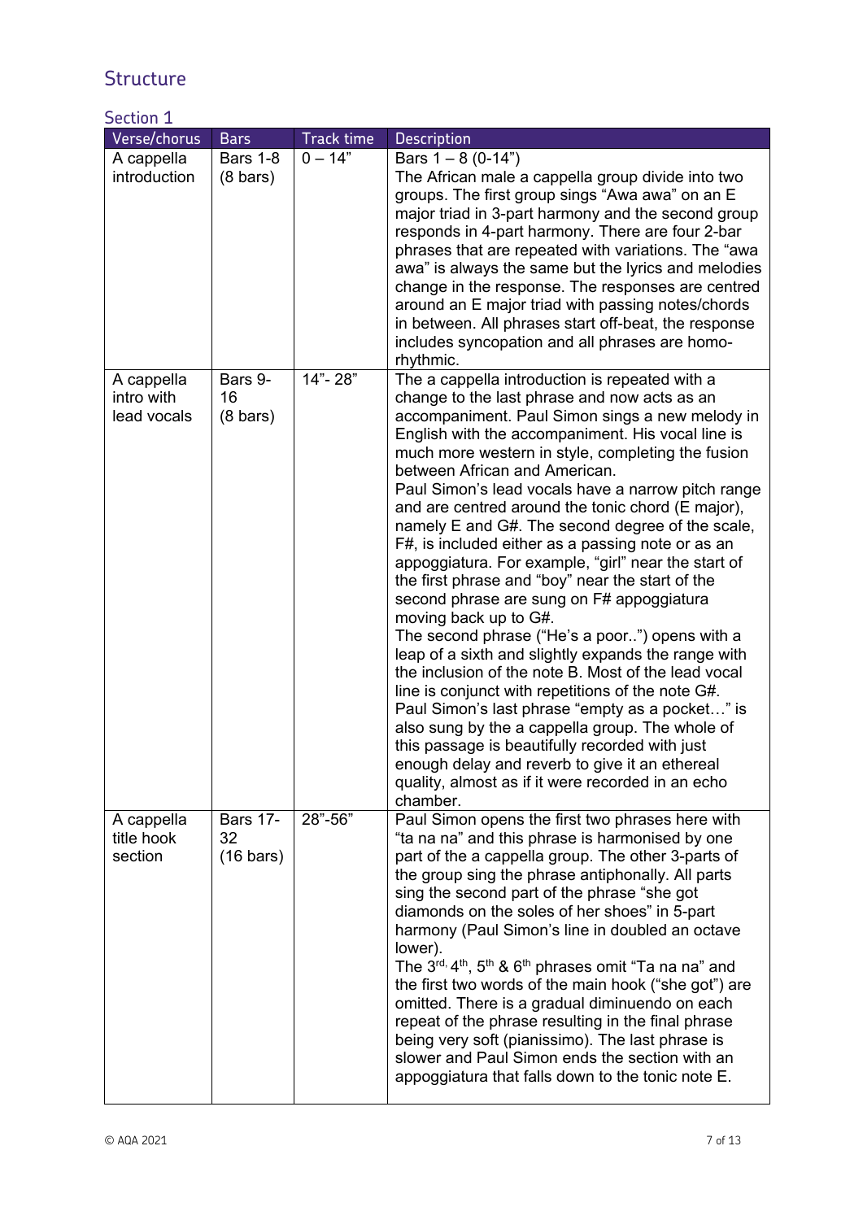## Structure

### Section 1

| Verse/chorus | Bars | Track time | Description |
| --- | --- | --- | --- |
| A cappella introduction | Bars 1-8 (8 bars) | 0 – 14" | Bars 1 – 8 (0-14")<br>The African male a cappella group divide into two groups. The first group sings "Awa awa" on an E major triad in 3-part harmony and the second group responds in 4-part harmony. There are four 2-bar phrases that are repeated with variations. The "awa awa" is always the same but the lyrics and melodies change in the response. The responses are centred around an E major triad with passing notes/chords in between. All phrases start off-beat, the response includes syncopation and all phrases are homo-rhythmic. |
| A cappella intro with lead vocals | Bars 9-16 (8 bars) | 14"- 28" | The a cappella introduction is repeated with a change to the last phrase and now acts as an accompaniment. Paul Simon sings a new melody in English with the accompaniment. His vocal line is much more western in style, completing the fusion between African and American.<br>Paul Simon's lead vocals have a narrow pitch range and are centred around the tonic chord (E major), namely E and G#. The second degree of the scale, F#, is included either as a passing note or as an appoggiatura. For example, "girl" near the start of the first phrase and "boy" near the start of the second phrase are sung on F# appoggiatura moving back up to G#.<br>The second phrase ("He's a poor..") opens with a leap of a sixth and slightly expands the range with the inclusion of the note B. Most of the lead vocal line is conjunct with repetitions of the note G#.<br>Paul Simon's last phrase "empty as a pocket…" is also sung by the a cappella group. The whole of this passage is beautifully recorded with just enough delay and reverb to give it an ethereal quality, almost as if it were recorded in an echo chamber. |
| A cappella title hook section | Bars 17-32 (16 bars) | 28"-56" | Paul Simon opens the first two phrases here with "ta na na" and this phrase is harmonised by one part of the a cappella group. The other 3-parts of the group sing the phrase antiphonally. All parts sing the second part of the phrase "she got diamonds on the soles of her shoes" in 5-part harmony (Paul Simon's line in doubled an octave lower).<br>The 3rd, 4th, 5th & 6th phrases omit "Ta na na" and the first two words of the main hook ("she got") are omitted. There is a gradual diminuendo on each repeat of the phrase resulting in the final phrase being very soft (pianissimo). The last phrase is slower and Paul Simon ends the section with an appoggiatura that falls down to the tonic note E. |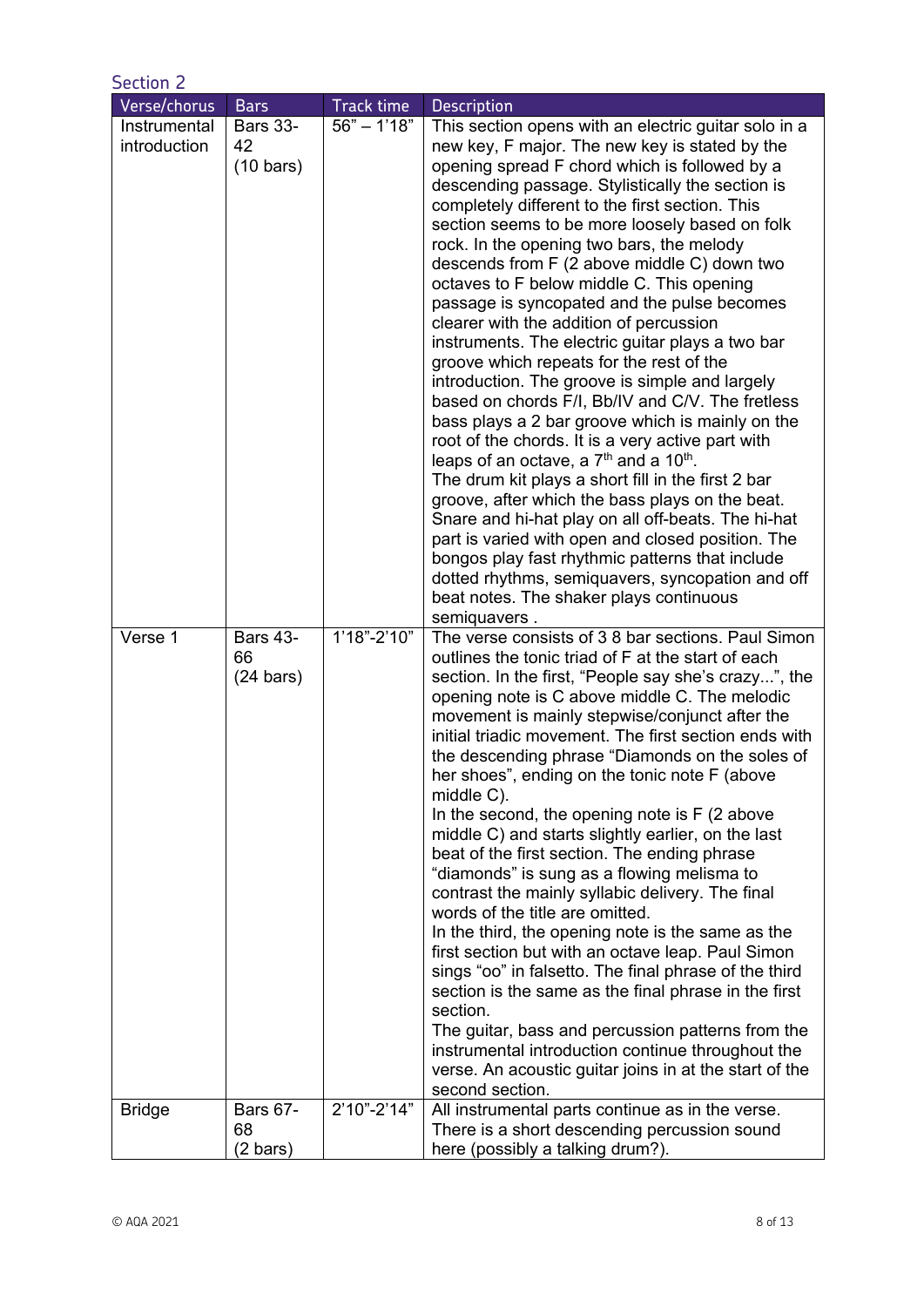## Section 2

| Verse/chorus | Bars | Track time | Description |
|---|---|---|---|
| Instrumental introduction | Bars 33-42 (10 bars) | 56" – 1'18" | This section opens with an electric guitar solo in a new key, F major. The new key is stated by the opening spread F chord which is followed by a descending passage. Stylistically the section is completely different to the first section. This section seems to be more loosely based on folk rock. In the opening two bars, the melody descends from F (2 above middle C) down two octaves to F below middle C. This opening passage is syncopated and the pulse becomes clearer with the addition of percussion instruments. The electric guitar plays a two bar groove which repeats for the rest of the introduction. The groove is simple and largely based on chords F/I, Bb/IV and C/V. The fretless bass plays a 2 bar groove which is mainly on the root of the chords. It is a very active part with leaps of an octave, a 7th and a 10th. The drum kit plays a short fill in the first 2 bar groove, after which the bass plays on the beat. Snare and hi-hat play on all off-beats. The hi-hat part is varied with open and closed position. The bongos play fast rhythmic patterns that include dotted rhythms, semiquavers, syncopation and off beat notes. The shaker plays continuous semiquavers . |
| Verse 1 | Bars 43-66 (24 bars) | 1'18"-2'10" | The verse consists of 3 8 bar sections. Paul Simon outlines the tonic triad of F at the start of each section. In the first, "People say she's crazy...", the opening note is C above middle C. The melodic movement is mainly stepwise/conjunct after the initial triadic movement. The first section ends with the descending phrase "Diamonds on the soles of her shoes", ending on the tonic note F (above middle C). In the second, the opening note is F (2 above middle C) and starts slightly earlier, on the last beat of the first section. The ending phrase "diamonds" is sung as a flowing melisma to contrast the mainly syllabic delivery. The final words of the title are omitted. In the third, the opening note is the same as the first section but with an octave leap. Paul Simon sings "oo" in falsetto. The final phrase of the third section is the same as the final phrase in the first section. The guitar, bass and percussion patterns from the instrumental introduction continue throughout the verse. An acoustic guitar joins in at the start of the second section. |
| Bridge | Bars 67-68 (2 bars) | 2'10"-2'14" | All instrumental parts continue as in the verse. There is a short descending percussion sound here (possibly a talking drum?). |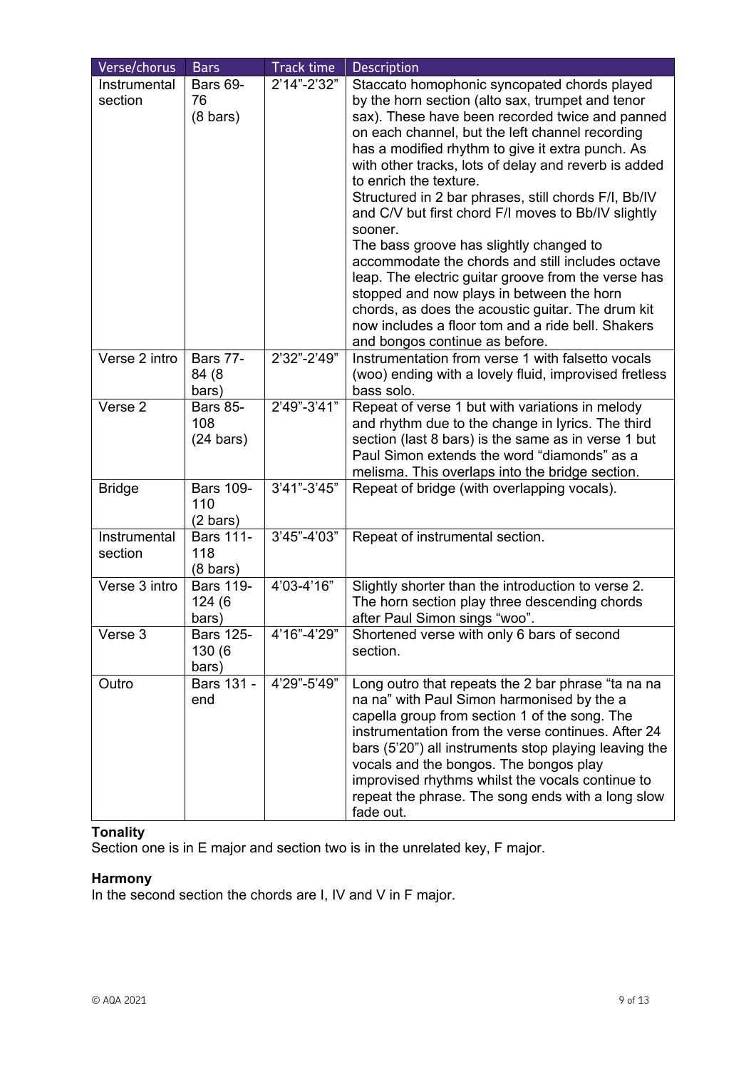| Verse/chorus | Bars | Track time | Description |
|---|---|---|---|
| Instrumental section | Bars 69-76 (8 bars) | 2’14”-2’32” | Staccato homophonic syncopated chords played by the horn section (alto sax, trumpet and tenor sax). These have been recorded twice and panned on each channel, but the left channel recording has a modified rhythm to give it extra punch. As with other tracks, lots of delay and reverb is added to enrich the texture.<br>Structured in 2 bar phrases, still chords F/I, Bb/IV and C/V but first chord F/I moves to Bb/IV slightly sooner.<br>The bass groove has slightly changed to accommodate the chords and still includes octave leap. The electric guitar groove from the verse has stopped and now plays in between the horn chords, as does the acoustic guitar. The drum kit now includes a floor tom and a ride bell. Shakers and bongos continue as before. |
| Verse 2 intro | Bars 77-84 (8 bars) | 2’32”-2’49” | Instrumentation from verse 1 with falsetto vocals (woo) ending with a lovely fluid, improvised fretless bass solo. |
| Verse 2 | Bars 85-108 (24 bars) | 2’49”-3’41” | Repeat of verse 1 but with variations in melody and rhythm due to the change in lyrics. The third section (last 8 bars) is the same as in verse 1 but Paul Simon extends the word “diamonds” as a melisma. This overlaps into the bridge section. |
| Bridge | Bars 109-110 (2 bars) | 3’41”-3’45” | Repeat of bridge (with overlapping vocals). |
| Instrumental section | Bars 111-118 (8 bars) | 3’45”-4’03” | Repeat of instrumental section. |
| Verse 3 intro | Bars 119-124 (6 bars) | 4’03-4’16” | Slightly shorter than the introduction to verse 2. The horn section play three descending chords after Paul Simon sings “woo”. |
| Verse 3 | Bars 125-130 (6 bars) | 4’16”-4’29” | Shortened verse with only 6 bars of second section. |
| Outro | Bars 131 - end | 4’29”-5’49” | Long outro that repeats the 2 bar phrase “ta na na na na” with Paul Simon harmonised by the a capella group from section 1 of the song. The instrumentation from the verse continues. After 24 bars (5’20”) all instruments stop playing leaving the vocals and the bongos. The bongos play improvised rhythms whilst the vocals continue to repeat the phrase. The song ends with a long slow fade out. |

**Tonality**
Section one is in E major and section two is in the unrelated key, F major.

**Harmony**
In the second section the chords are I, IV and V in F major.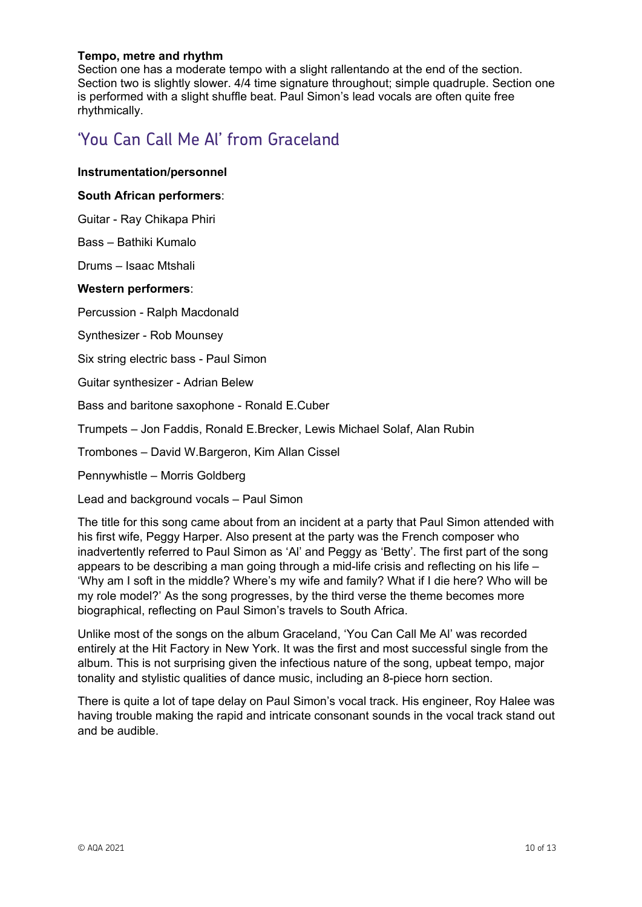**Tempo, metre and rhythm**
Section one has a moderate tempo with a slight rallentando at the end of the section. Section two is slightly slower. 4/4 time signature throughout; simple quadruple. Section one is performed with a slight shuffle beat. Paul Simon's lead vocals are often quite free rhythmically.

## 'You Can Call Me Al' from Graceland

**Instrumentation/personnel**

**South African performers**:

Guitar - Ray Chikapa Phiri

Bass – Bathiki Kumalo

Drums – Isaac Mtshali

**Western performers**:

Percussion - Ralph Macdonald

Synthesizer - Rob Mounsey

Six string electric bass - Paul Simon

Guitar synthesizer - Adrian Belew

Bass and baritone saxophone - Ronald E.Cuber

Trumpets – Jon Faddis, Ronald E.Brecker, Lewis Michael Solaf, Alan Rubin

Trombones – David W.Bargeron, Kim Allan Cissel

Pennywhistle – Morris Goldberg

Lead and background vocals – Paul Simon

The title for this song came about from an incident at a party that Paul Simon attended with his first wife, Peggy Harper. Also present at the party was the French composer who inadvertently referred to Paul Simon as 'Al' and Peggy as 'Betty'. The first part of the song appears to be describing a man going through a mid-life crisis and reflecting on his life – 'Why am I soft in the middle? Where's my wife and family? What if I die here? Who will be my role model?' As the song progresses, by the third verse the theme becomes more biographical, reflecting on Paul Simon's travels to South Africa.

Unlike most of the songs on the album Graceland, 'You Can Call Me Al' was recorded entirely at the Hit Factory in New York. It was the first and most successful single from the album. This is not surprising given the infectious nature of the song, upbeat tempo, major tonality and stylistic qualities of dance music, including an 8-piece horn section.

There is quite a lot of tape delay on Paul Simon's vocal track. His engineer, Roy Halee was having trouble making the rapid and intricate consonant sounds in the vocal track stand out and be audible.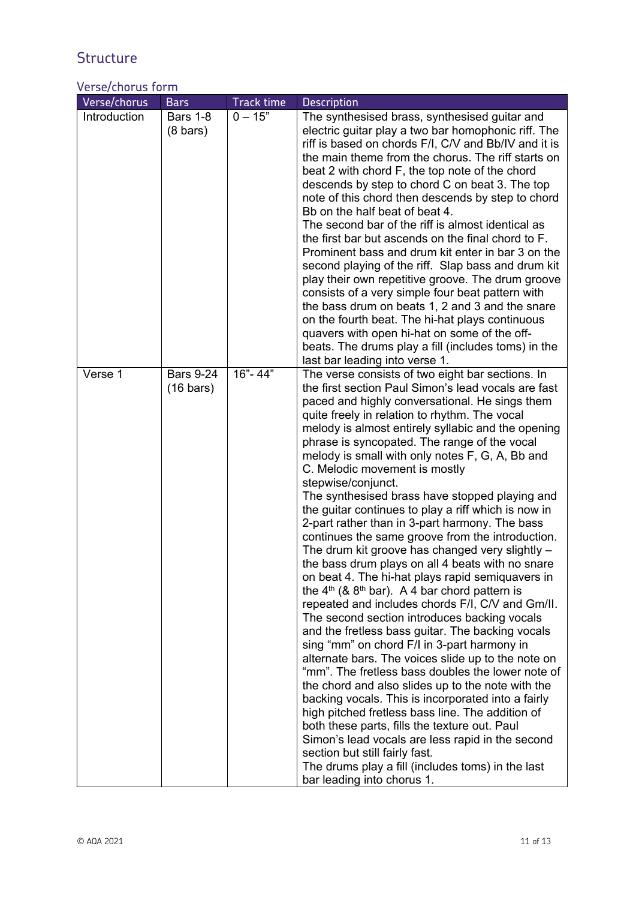## Structure

### Verse/chorus form

| Verse/chorus | Bars | Track time | Description |
|---|---|---|---|
| Introduction | Bars 1-8 (8 bars) | 0 – 15" | The synthesised brass, synthesised guitar and electric guitar play a two bar homophonic riff. The riff is based on chords F/I, C/V and Bb/IV and it is the main theme from the chorus. The riff starts on beat 2 with chord F, the top note of the chord descends by step to chord C on beat 3. The top note of this chord then descends by step to chord Bb on the half beat of beat 4. The second bar of the riff is almost identical as the first bar but ascends on the final chord to F. Prominent bass and drum kit enter in bar 3 on the second playing of the riff. Slap bass and drum kit play their own repetitive groove. The drum groove consists of a very simple four beat pattern with the bass drum on beats 1, 2 and 3 and the snare on the fourth beat. The hi-hat plays continuous quavers with open hi-hat on some of the off-beats. The drums play a fill (includes toms) in the last bar leading into verse 1. |
| Verse 1 | Bars 9-24 (16 bars) | 16"- 44" | The verse consists of two eight bar sections. In the first section Paul Simon's lead vocals are fast paced and highly conversational. He sings them quite freely in relation to rhythm. The vocal melody is almost entirely syllabic and the opening phrase is syncopated. The range of the vocal melody is small with only notes F, G, A, Bb and C. Melodic movement is mostly stepwise/conjunct. The synthesised brass have stopped playing and the guitar continues to play a riff which is now in 2-part rather than in 3-part harmony. The bass continues the same groove from the introduction. The drum kit groove has changed very slightly – the bass drum plays on all 4 beats with no snare on beat 4. The hi-hat plays rapid semiquavers in the 4th (& 8th bar). A 4 bar chord pattern is repeated and includes chords F/I, C/V and Gm/II. The second section introduces backing vocals and the fretless bass guitar. The backing vocals sing "mm" on chord F/I in 3-part harmony in alternate bars. The voices slide up to the note on "mm". The fretless bass doubles the lower note of the chord and also slides up to the note with the backing vocals. This is incorporated into a fairly high pitched fretless bass line. The addition of both these parts, fills the texture out. Paul Simon's lead vocals are less rapid in the second section but still fairly fast. The drums play a fill (includes toms) in the last bar leading into chorus 1. |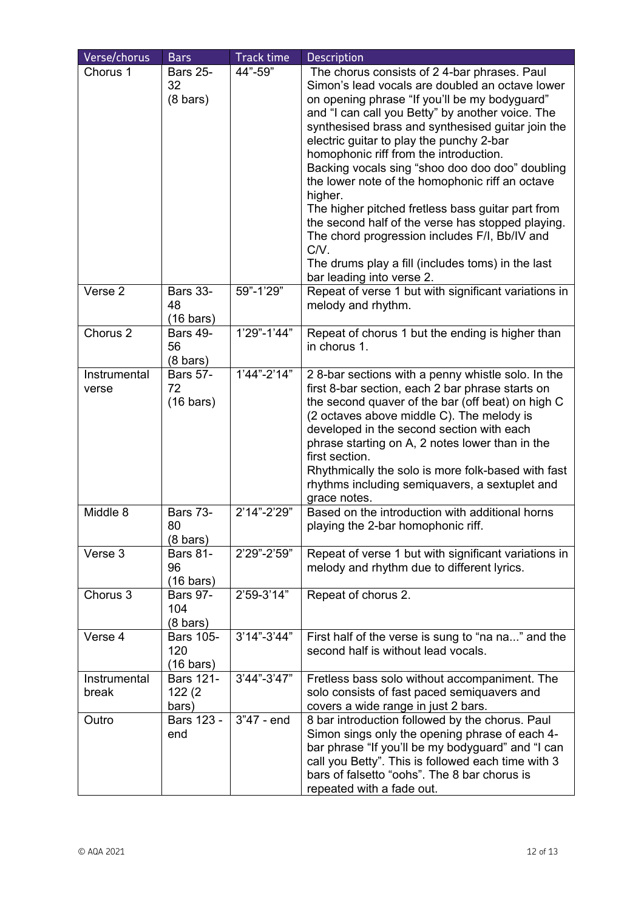| Verse/chorus | Bars | Track time | Description |
|---|---|---|---|
| Chorus 1 | Bars 25-32 (8 bars) | 44"-59" | The chorus consists of 2 4-bar phrases. Paul Simon's lead vocals are doubled an octave lower on opening phrase "If you'll be my bodyguard" and "I can call you Betty" by another voice. The synthesised brass and synthesised guitar join the electric guitar to play the punchy 2-bar homophonic riff from the introduction.<br>Backing vocals sing "shoo doo doo doo" doubling the lower note of the homophonic riff an octave higher.<br>The higher pitched fretless bass guitar part from the second half of the verse has stopped playing.<br>The chord progression includes F/I, Bb/IV and C/V.<br>The drums play a fill (includes toms) in the last bar leading into verse 2. |
| Verse 2 | Bars 33-48 (16 bars) | 59"-1'29" | Repeat of verse 1 but with significant variations in melody and rhythm. |
| Chorus 2 | Bars 49-56 (8 bars) | 1'29"-1'44" | Repeat of chorus 1 but the ending is higher than in chorus 1. |
| Instrumental verse | Bars 57-72 (16 bars) | 1'44"-2'14" | 2 8-bar sections with a penny whistle solo. In the first 8-bar section, each 2 bar phrase starts on the second quaver of the bar (off beat) on high C (2 octaves above middle C). The melody is developed in the second section with each phrase starting on A, 2 notes lower than in the first section.<br>Rhythmically the solo is more folk-based with fast rhythms including semiquavers, a sextuplet and grace notes. |
| Middle 8 | Bars 73-80 (8 bars) | 2'14"-2'29" | Based on the introduction with additional horns playing the 2-bar homophonic riff. |
| Verse 3 | Bars 81-96 (16 bars) | 2'29"-2'59" | Repeat of verse 1 but with significant variations in melody and rhythm due to different lyrics. |
| Chorus 3 | Bars 97-104 (8 bars) | 2'59-3'14" | Repeat of chorus 2. |
| Verse 4 | Bars 105-120 (16 bars) | 3'14"-3'44" | First half of the verse is sung to "na na..." and the second half is without lead vocals. |
| Instrumental break | Bars 121-122 (2 bars) | 3'44"-3'47" | Fretless bass solo without accompaniment. The solo consists of fast paced semiquavers and covers a wide range in just 2 bars. |
| Outro | Bars 123 - end | 3"47 - end | 8 bar introduction followed by the chorus. Paul Simon sings only the opening phrase of each 4-bar phrase "If you'll be my bodyguard" and "I can call you Betty". This is followed each time with 3 bars of falsetto "oohs". The 8 bar chorus is repeated with a fade out. |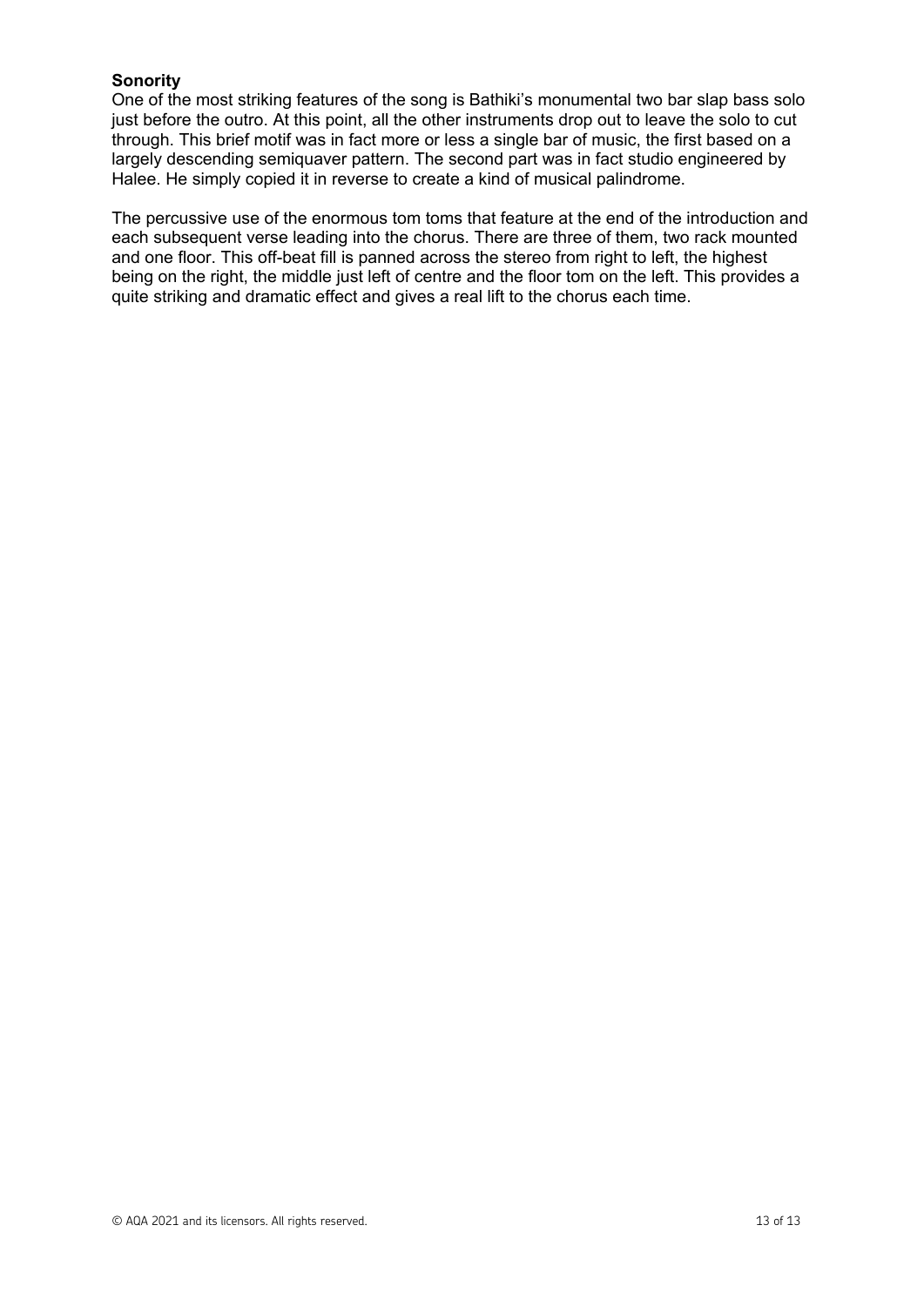**Sonority**

One of the most striking features of the song is Bathiki's monumental two bar slap bass solo just before the outro. At this point, all the other instruments drop out to leave the solo to cut through. This brief motif was in fact more or less a single bar of music, the first based on a largely descending semiquaver pattern. The second part was in fact studio engineered by Halee. He simply copied it in reverse to create a kind of musical palindrome.

The percussive use of the enormous tom toms that feature at the end of the introduction and each subsequent verse leading into the chorus. There are three of them, two rack mounted and one floor. This off-beat fill is panned across the stereo from right to left, the highest being on the right, the middle just left of centre and the floor tom on the left. This provides a quite striking and dramatic effect and gives a real lift to the chorus each time.